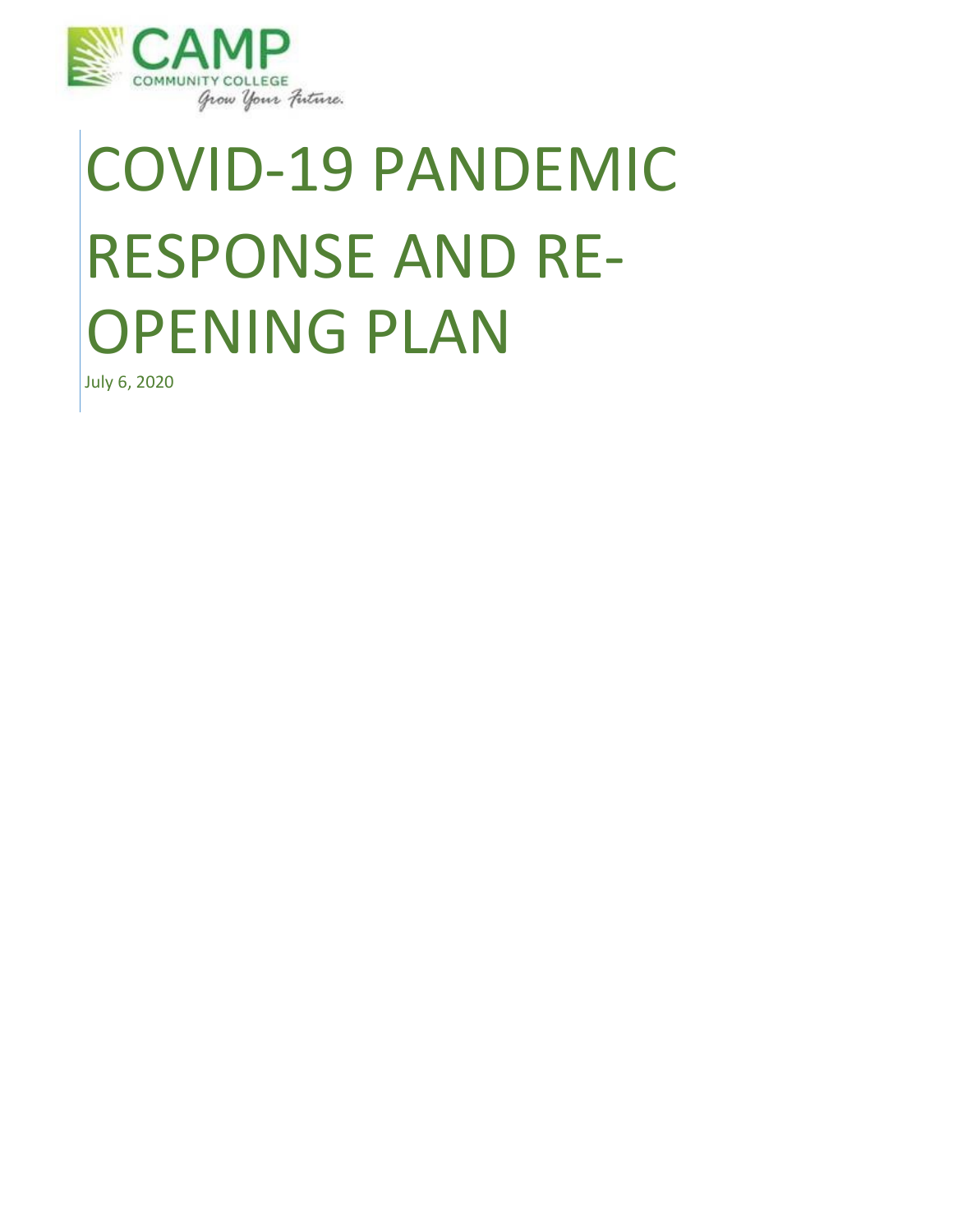CAMP COMMUNITY COLLEGE

*Grow Your Future.*

# COVID-19 PANDEMIC RESPONSE AND RE-OPENING PLAN

July 6, 2020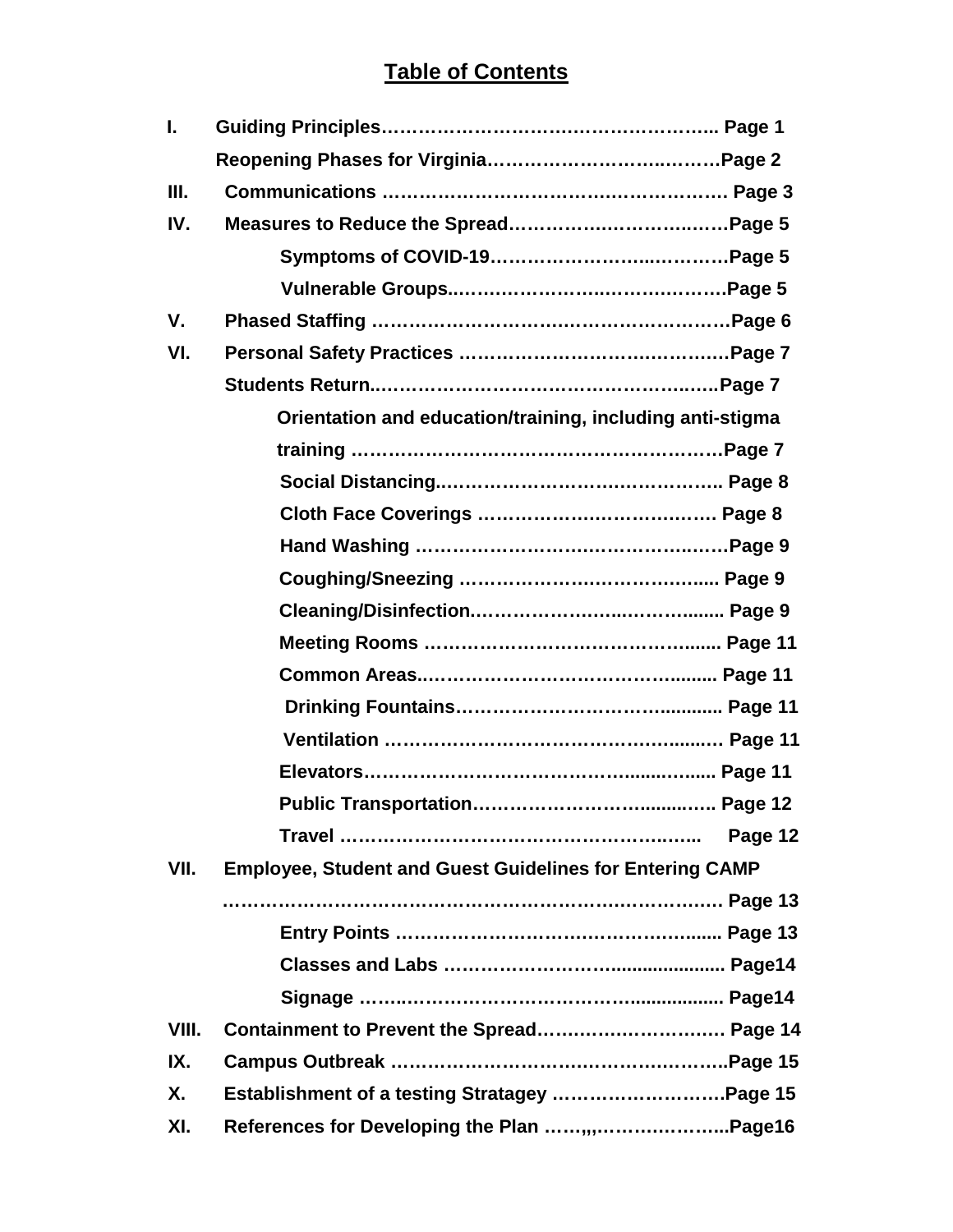# Table of Contents

I. Guiding Principles…………………………………………….. Page 1

Reopening Phases for Virginia………………………………Page 2

III. Communications ……………………………………………… Page 3

IV. Measures to Reduce the Spread……………………………Page 5

- Symptoms of COVID-19……………………………………Page 5
- Vulnerable Groups……………………………………………Page 5

V. Phased Staffing ………………………………………………Page 6

VI. Personal Safety Practices ……………………………………Page 7

Students Return………………………………………………Page 7

- Orientation and education/training, including anti-stigma training …………………………………………………Page 7
- Social Distancing……………………………………….. Page 8
- Cloth Face Coverings ………………………………… Page 8
- Hand Washing ……………………………………………Page 9
- Coughing/Sneezing ………………………………….... Page 9
- Cleaning/Disinfection………………………………........ Page 9
- Meeting Rooms ……………………………………...... Page 11
- Common Areas……………………………………........ Page 11
- Drinking Fountains…………………………….............. Page 11
- Ventilation ……………………………………………...… Page 11
- Elevators………………………………………................ Page 11
- Public Transportation…………………………........….. Page 12
- Travel ……………………………………………….…….. Page 12

VII. Employee, Student and Guest Guidelines for Entering CAMP ……………………………………………………………… Page 13

- Entry Points ……………………………………………...... Page 13
- Classes and Labs …………………………..................... Page14
- Signage ………………………………………................... Page14

VIII. Containment to Prevent the Spread………………………… Page 14

IX. Campus Outbreak …………………………………………...Page 15

X. Establishment of a testing Stratagey ………………………Page 15

XI. References for Developing the Plan ……,,………………...Page16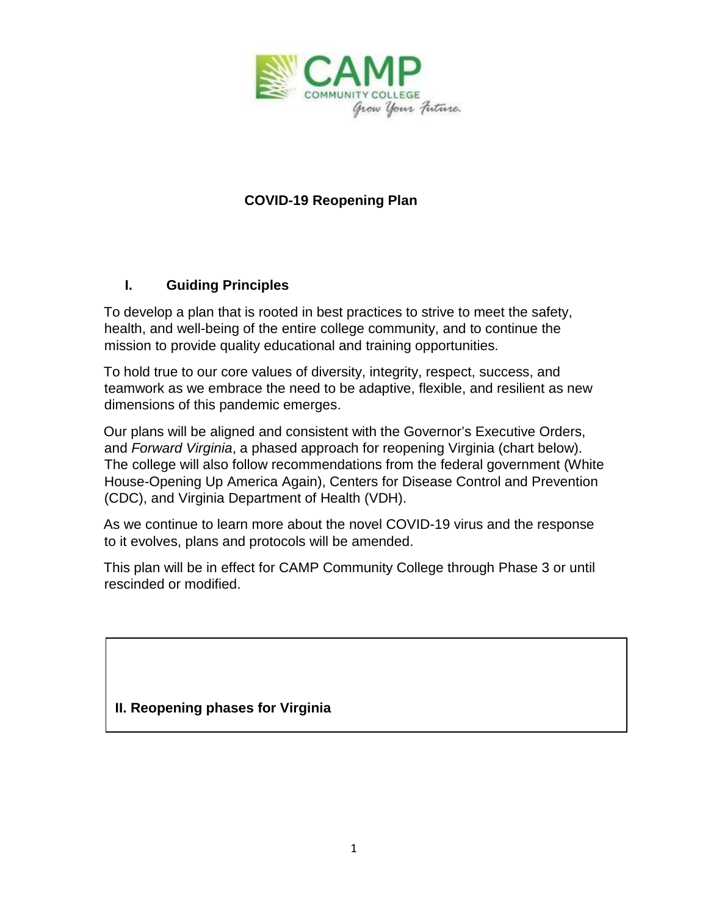**COVID-19 Reopening Plan**

## I. Guiding Principles

To develop a plan that is rooted in best practices to strive to meet the safety, health, and well-being of the entire college community, and to continue the mission to provide quality educational and training opportunities.

To hold true to our core values of diversity, integrity, respect, success, and teamwork as we embrace the need to be adaptive, flexible, and resilient as new dimensions of this pandemic emerges.

Our plans will be aligned and consistent with the Governor's Executive Orders, and *Forward Virginia*, a phased approach for reopening Virginia (chart below). The college will also follow recommendations from the federal government (White House-Opening Up America Again), Centers for Disease Control and Prevention (CDC), and Virginia Department of Health (VDH).

As we continue to learn more about the novel COVID-19 virus and the response to it evolves, plans and protocols will be amended.

This plan will be in effect for CAMP Community College through Phase 3 or until rescinded or modified.

## II. Reopening phases for Virginia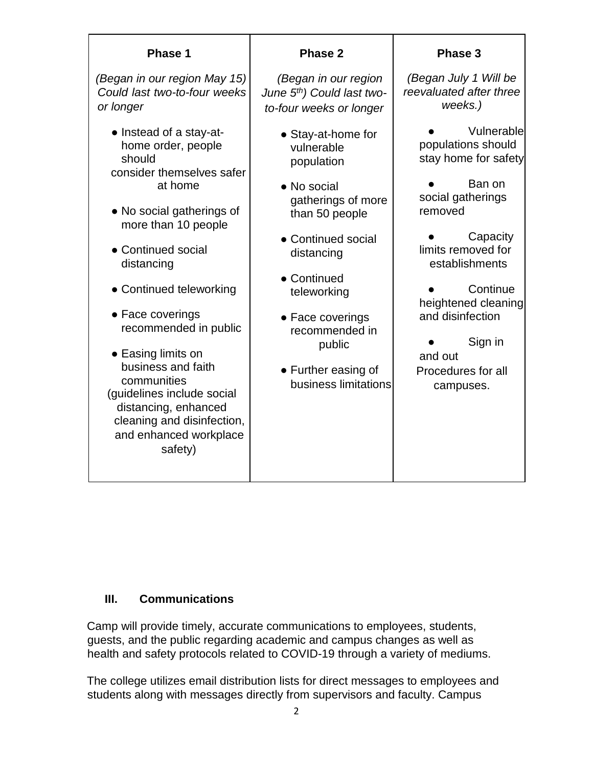| Phase 1 | Phase 2 | Phase 3 |
| --- | --- | --- |
| *(Began in our region May 15) Could last two-to-four weeks or longer* | *(Began in our region June 5th) Could last two-to-four weeks or longer* | *(Began July 1 Will be reevaluated after three weeks.)* |
| ● Instead of a stay-at-home order, people should consider themselves safer at home<br>● No social gatherings of more than 10 people<br>● Continued social distancing<br>● Continued teleworking<br>● Face coverings recommended in public<br>● Easing limits on business and faith communities (guidelines include social distancing, enhanced cleaning and disinfection, and enhanced workplace safety) | ● Stay-at-home for vulnerable population<br>● No social gatherings of more than 50 people<br>● Continued social distancing<br>● Continued teleworking<br>● Face coverings recommended in public<br>● Further easing of business limitations | ● Vulnerable populations should stay home for safety<br>● Ban on social gatherings removed<br>● Capacity limits removed for establishments<br>● Continue heightened cleaning and disinfection<br>● Sign in and out Procedures for all campuses. |

### III. Communications

Camp will provide timely, accurate communications to employees, students, guests, and the public regarding academic and campus changes as well as health and safety protocols related to COVID-19 through a variety of mediums.

The college utilizes email distribution lists for direct messages to employees and students along with messages directly from supervisors and faculty. Campus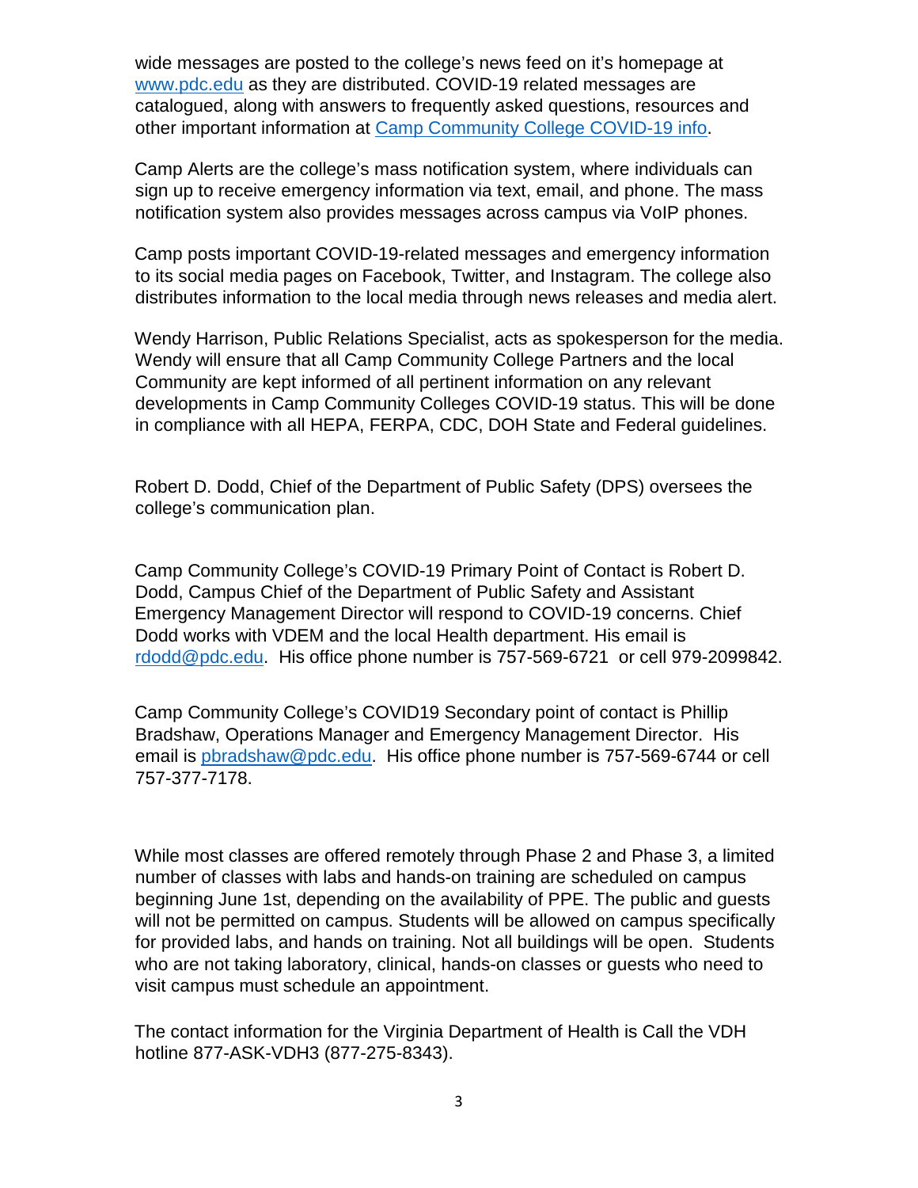wide messages are posted to the college's news feed on it's homepage at [www.pdc.edu](www.pdc.edu) as they are distributed. COVID-19 related messages are catalogued, along with answers to frequently asked questions, resources and other important information at [Camp Community College COVID-19 info](#).

Camp Alerts are the college's mass notification system, where individuals can sign up to receive emergency information via text, email, and phone. The mass notification system also provides messages across campus via VoIP phones.

Camp posts important COVID-19-related messages and emergency information to its social media pages on Facebook, Twitter, and Instagram. The college also distributes information to the local media through news releases and media alert.

Wendy Harrison, Public Relations Specialist, acts as spokesperson for the media. Wendy will ensure that all Camp Community College Partners and the local Community are kept informed of all pertinent information on any relevant developments in Camp Community Colleges COVID-19 status. This will be done in compliance with all HEPA, FERPA, CDC, DOH State and Federal guidelines.

Robert D. Dodd, Chief of the Department of Public Safety (DPS) oversees the college's communication plan.

Camp Community College's COVID-19 Primary Point of Contact is Robert D. Dodd, Campus Chief of the Department of Public Safety and Assistant Emergency Management Director will respond to COVID-19 concerns. Chief Dodd works with VDEM and the local Health department. His email is [rdodd@pdc.edu](mailto:rdodd@pdc.edu). His office phone number is 757-569-6721 or cell 979-2099842.

Camp Community College's COVID19 Secondary point of contact is Phillip Bradshaw, Operations Manager and Emergency Management Director. His email is [pbradshaw@pdc.edu](mailto:pbradshaw@pdc.edu). His office phone number is 757-569-6744 or cell 757-377-7178.

While most classes are offered remotely through Phase 2 and Phase 3, a limited number of classes with labs and hands-on training are scheduled on campus beginning June 1st, depending on the availability of PPE. The public and guests will not be permitted on campus. Students will be allowed on campus specifically for provided labs, and hands on training. Not all buildings will be open. Students who are not taking laboratory, clinical, hands-on classes or guests who need to visit campus must schedule an appointment.

The contact information for the Virginia Department of Health is Call the VDH hotline 877-ASK-VDH3 (877-275-8343).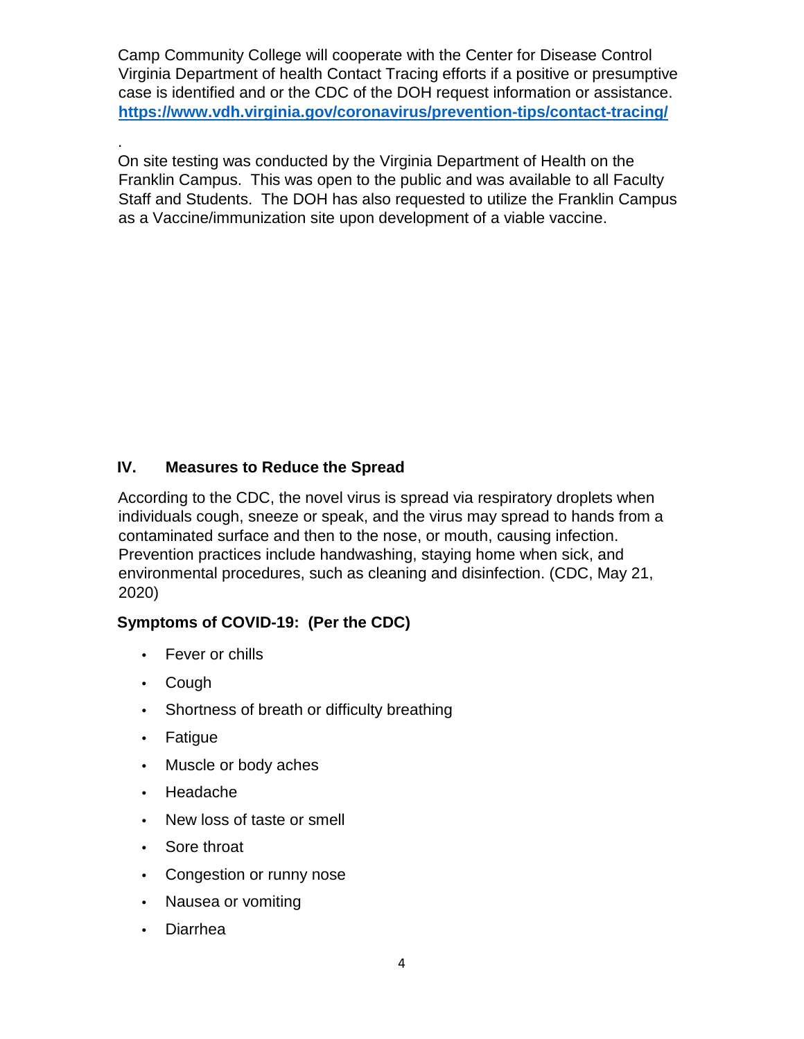Camp Community College will cooperate with the Center for Disease Control Virginia Department of health Contact Tracing efforts if a positive or presumptive case is identified and or the CDC of the DOH request information or assistance. **https://www.vdh.virginia.gov/coronavirus/prevention-tips/contact-tracing/**

.

On site testing was conducted by the Virginia Department of Health on the Franklin Campus. This was open to the public and was available to all Faculty Staff and Students. The DOH has also requested to utilize the Franklin Campus as a Vaccine/immunization site upon development of a viable vaccine.

## IV. Measures to Reduce the Spread

According to the CDC, the novel virus is spread via respiratory droplets when individuals cough, sneeze or speak, and the virus may spread to hands from a contaminated surface and then to the nose, or mouth, causing infection. Prevention practices include handwashing, staying home when sick, and environmental procedures, such as cleaning and disinfection. (CDC, May 21, 2020)

**Symptoms of COVID-19: (Per the CDC)**

- Fever or chills
- Cough
- Shortness of breath or difficulty breathing
- Fatigue
- Muscle or body aches
- Headache
- New loss of taste or smell
- Sore throat
- Congestion or runny nose
- Nausea or vomiting
- Diarrhea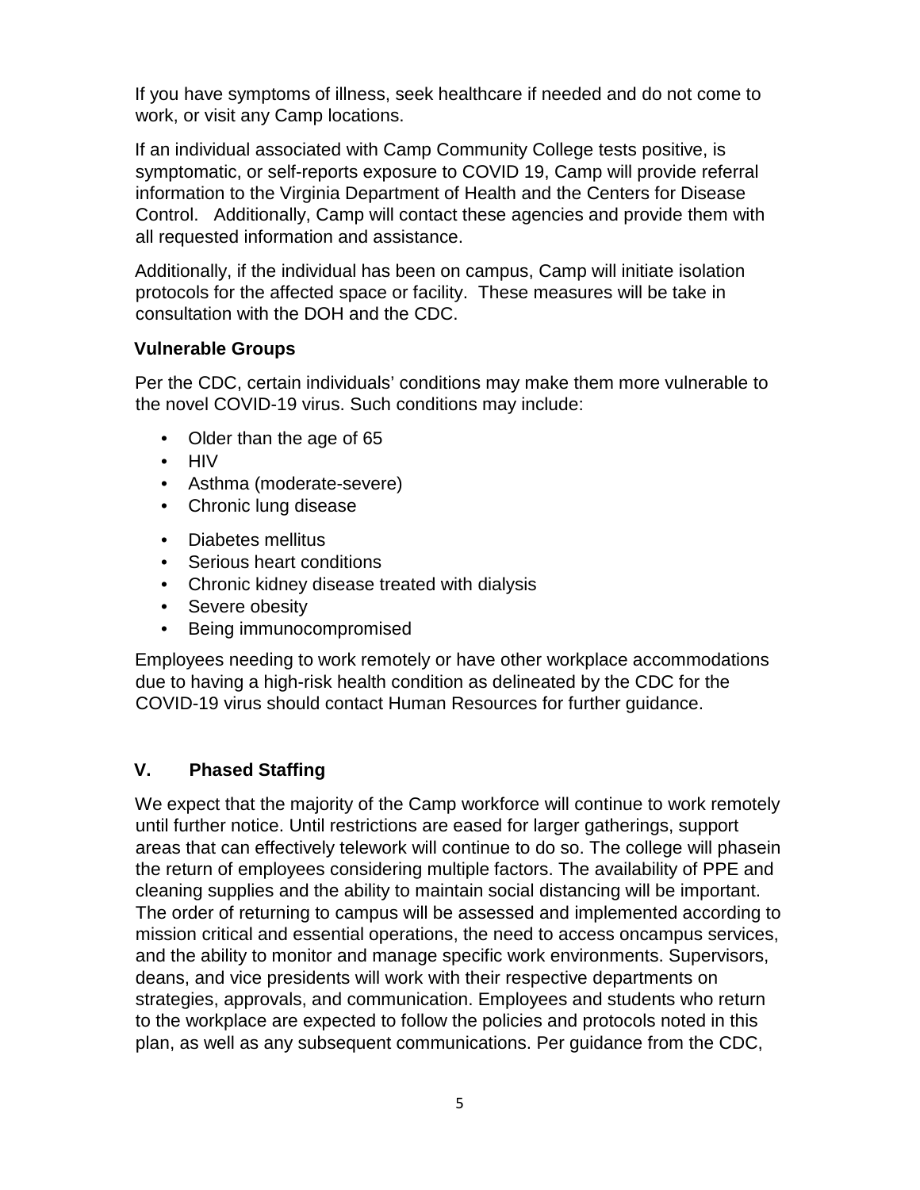If you have symptoms of illness, seek healthcare if needed and do not come to work, or visit any Camp locations.

If an individual associated with Camp Community College tests positive, is symptomatic, or self-reports exposure to COVID 19, Camp will provide referral information to the Virginia Department of Health and the Centers for Disease Control. Additionally, Camp will contact these agencies and provide them with all requested information and assistance.

Additionally, if the individual has been on campus, Camp will initiate isolation protocols for the affected space or facility. These measures will be take in consultation with the DOH and the CDC.

**Vulnerable Groups**

Per the CDC, certain individuals' conditions may make them more vulnerable to the novel COVID-19 virus. Such conditions may include:

- Older than the age of 65
- HIV
- Asthma (moderate-severe)
- Chronic lung disease
- Diabetes mellitus
- Serious heart conditions
- Chronic kidney disease treated with dialysis
- Severe obesity
- Being immunocompromised

Employees needing to work remotely or have other workplace accommodations due to having a high-risk health condition as delineated by the CDC for the COVID-19 virus should contact Human Resources for further guidance.

## V. Phased Staffing

We expect that the majority of the Camp workforce will continue to work remotely until further notice. Until restrictions are eased for larger gatherings, support areas that can effectively telework will continue to do so. The college will phasein the return of employees considering multiple factors. The availability of PPE and cleaning supplies and the ability to maintain social distancing will be important. The order of returning to campus will be assessed and implemented according to mission critical and essential operations, the need to access oncampus services, and the ability to monitor and manage specific work environments. Supervisors, deans, and vice presidents will work with their respective departments on strategies, approvals, and communication. Employees and students who return to the workplace are expected to follow the policies and protocols noted in this plan, as well as any subsequent communications. Per guidance from the CDC,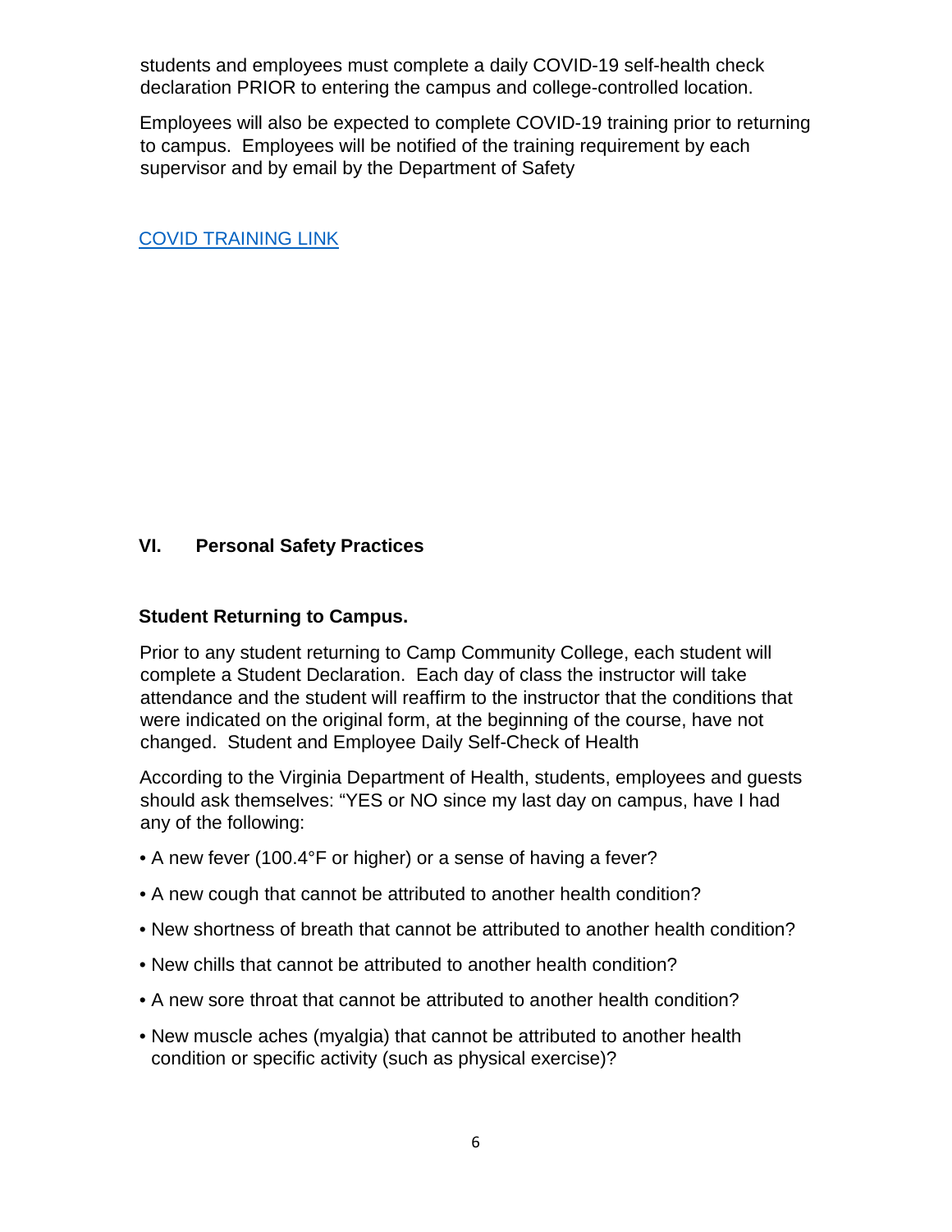students and employees must complete a daily COVID-19 self-health check declaration PRIOR to entering the campus and college-controlled location.

Employees will also be expected to complete COVID-19 training prior to returning to campus. Employees will be notified of the training requirement by each supervisor and by email by the Department of Safety

[COVID TRAINING LINK]

## VI. Personal Safety Practices

### Student Returning to Campus.

Prior to any student returning to Camp Community College, each student will complete a Student Declaration. Each day of class the instructor will take attendance and the student will reaffirm to the instructor that the conditions that were indicated on the original form, at the beginning of the course, have not changed. Student and Employee Daily Self-Check of Health

According to the Virginia Department of Health, students, employees and guests should ask themselves: "YES or NO since my last day on campus, have I had any of the following:

- A new fever (100.4°F or higher) or a sense of having a fever?
- A new cough that cannot be attributed to another health condition?
- New shortness of breath that cannot be attributed to another health condition?
- New chills that cannot be attributed to another health condition?
- A new sore throat that cannot be attributed to another health condition?
- New muscle aches (myalgia) that cannot be attributed to another health condition or specific activity (such as physical exercise)?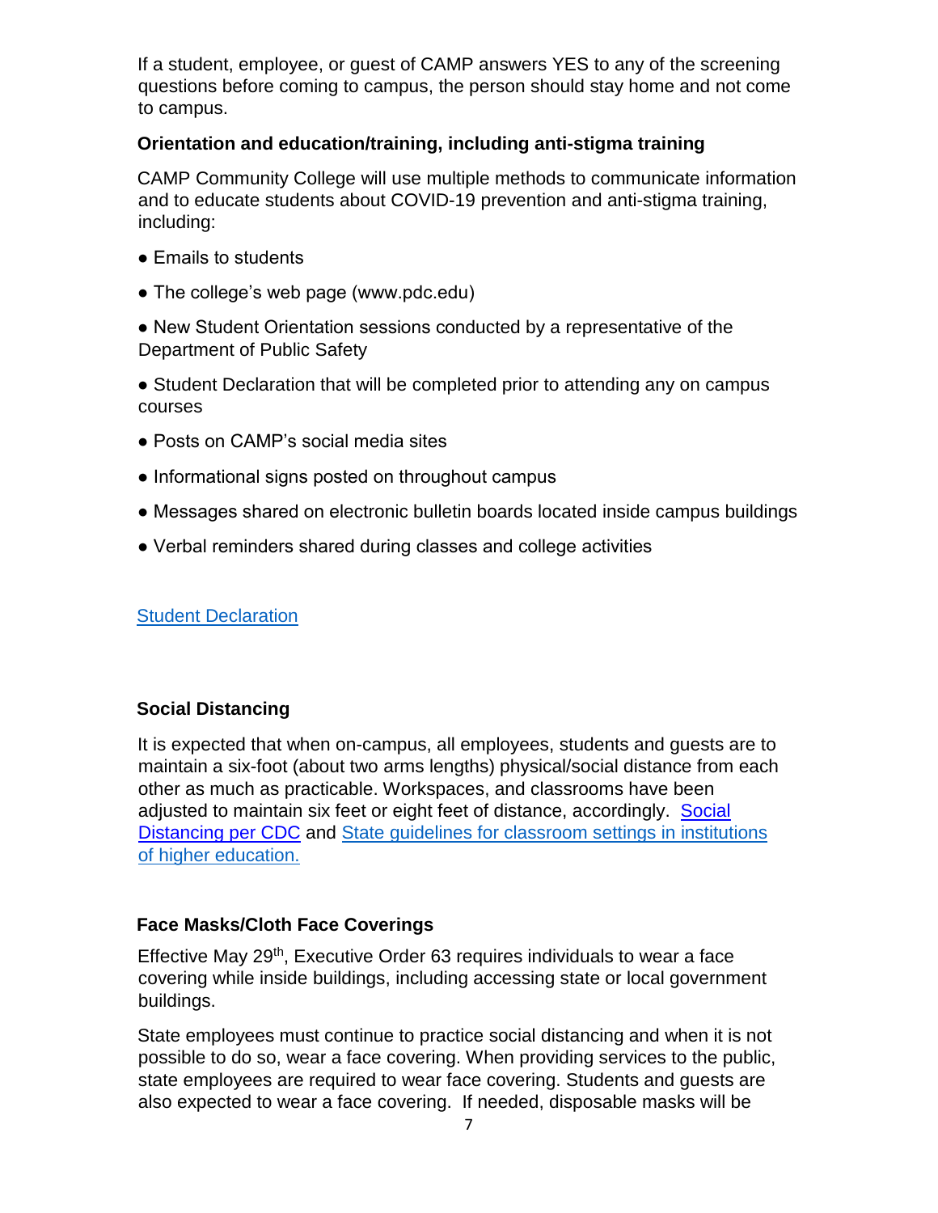If a student, employee, or guest of CAMP answers YES to any of the screening questions before coming to campus, the person should stay home and not come to campus.

### Orientation and education/training, including anti-stigma training

CAMP Community College will use multiple methods to communicate information and to educate students about COVID-19 prevention and anti-stigma training, including:

- Emails to students
- The college's web page (www.pdc.edu)
- New Student Orientation sessions conducted by a representative of the Department of Public Safety
- Student Declaration that will be completed prior to attending any on campus courses
- Posts on CAMP's social media sites
- Informational signs posted on throughout campus
- Messages shared on electronic bulletin boards located inside campus buildings
- Verbal reminders shared during classes and college activities

Student Declaration

### Social Distancing

It is expected that when on-campus, all employees, students and guests are to maintain a six-foot (about two arms lengths) physical/social distance from each other as much as practicable. Workspaces, and classrooms have been adjusted to maintain six feet or eight feet of distance, accordingly. Social Distancing per CDC and State guidelines for classroom settings in institutions of higher education.

### Face Masks/Cloth Face Coverings

Effective May 29th, Executive Order 63 requires individuals to wear a face covering while inside buildings, including accessing state or local government buildings.

State employees must continue to practice social distancing and when it is not possible to do so, wear a face covering. When providing services to the public, state employees are required to wear face covering. Students and guests are also expected to wear a face covering. If needed, disposable masks will be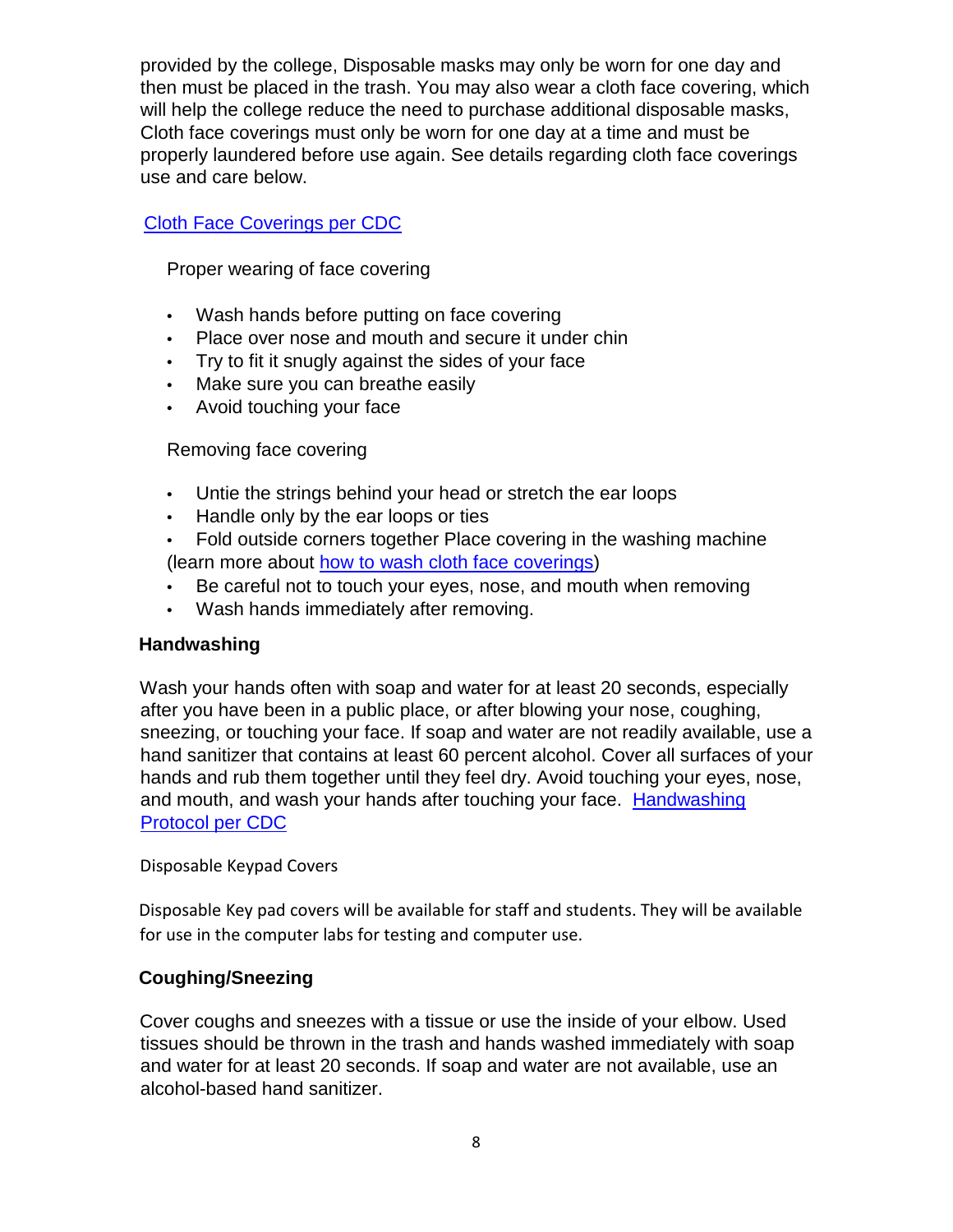provided by the college, Disposable masks may only be worn for one day and then must be placed in the trash. You may also wear a cloth face covering, which will help the college reduce the need to purchase additional disposable masks, Cloth face coverings must only be worn for one day at a time and must be properly laundered before use again. See details regarding cloth face coverings use and care below.

[Cloth Face Coverings per CDC]

Proper wearing of face covering

- Wash hands before putting on face covering
- Place over nose and mouth and secure it under chin
- Try to fit it snugly against the sides of your face
- Make sure you can breathe easily
- Avoid touching your face

Removing face covering

- Untie the strings behind your head or stretch the ear loops
- Handle only by the ear loops or ties
- Fold outside corners together Place covering in the washing machine (learn more about how to wash cloth face coverings)
- Be careful not to touch your eyes, nose, and mouth when removing
- Wash hands immediately after removing.

### Handwashing

Wash your hands often with soap and water for at least 20 seconds, especially after you have been in a public place, or after blowing your nose, coughing, sneezing, or touching your face. If soap and water are not readily available, use a hand sanitizer that contains at least 60 percent alcohol. Cover all surfaces of your hands and rub them together until they feel dry. Avoid touching your eyes, nose, and mouth, and wash your hands after touching your face. Handwashing Protocol per CDC

Disposable Keypad Covers

Disposable Key pad covers will be available for staff and students. They will be available for use in the computer labs for testing and computer use.

### Coughing/Sneezing

Cover coughs and sneezes with a tissue or use the inside of your elbow. Used tissues should be thrown in the trash and hands washed immediately with soap and water for at least 20 seconds. If soap and water are not available, use an alcohol-based hand sanitizer.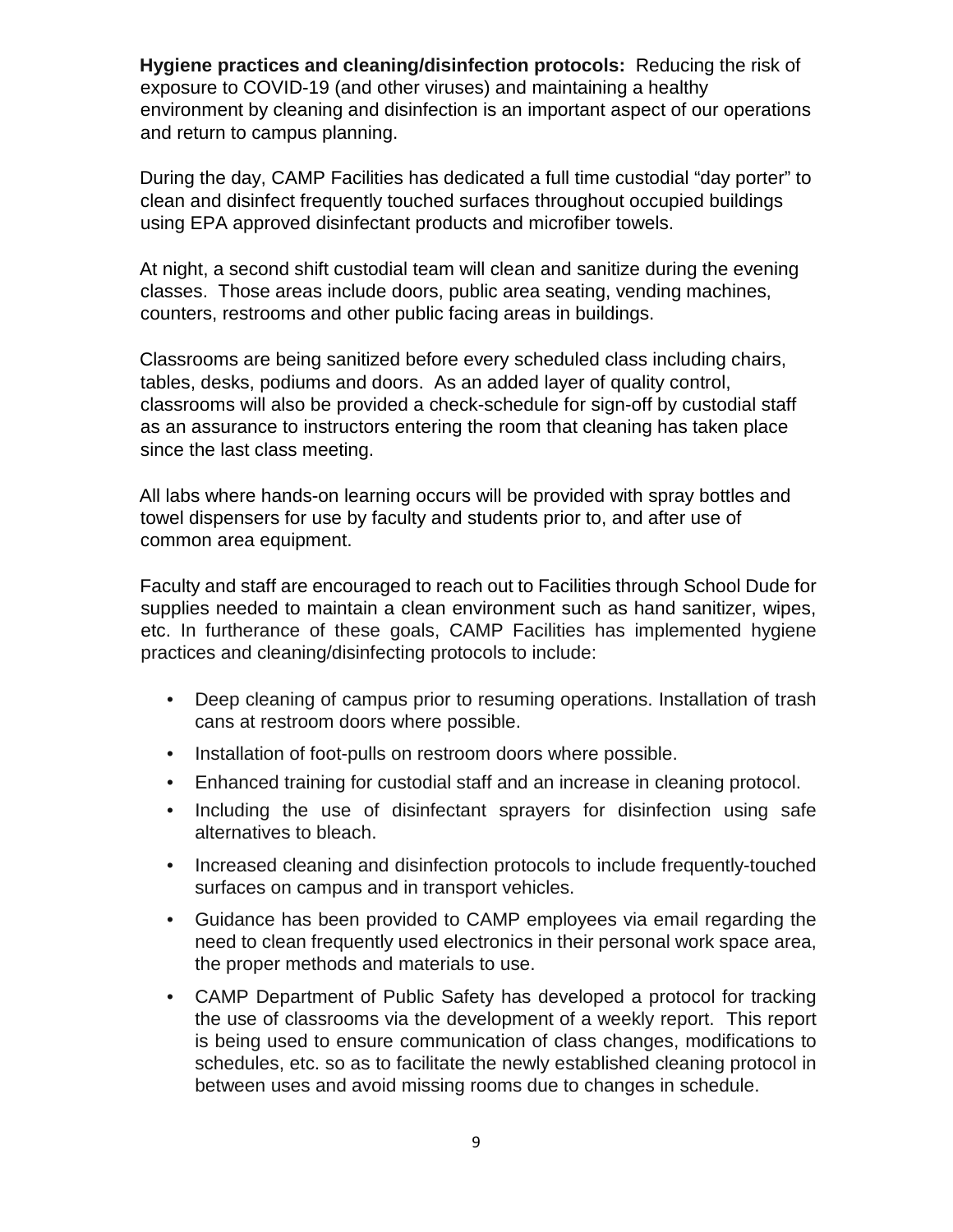**Hygiene practices and cleaning/disinfection protocols:** Reducing the risk of exposure to COVID-19 (and other viruses) and maintaining a healthy environment by cleaning and disinfection is an important aspect of our operations and return to campus planning.

During the day, CAMP Facilities has dedicated a full time custodial "day porter" to clean and disinfect frequently touched surfaces throughout occupied buildings using EPA approved disinfectant products and microfiber towels.

At night, a second shift custodial team will clean and sanitize during the evening classes. Those areas include doors, public area seating, vending machines, counters, restrooms and other public facing areas in buildings.

Classrooms are being sanitized before every scheduled class including chairs, tables, desks, podiums and doors. As an added layer of quality control, classrooms will also be provided a check-schedule for sign-off by custodial staff as an assurance to instructors entering the room that cleaning has taken place since the last class meeting.

All labs where hands-on learning occurs will be provided with spray bottles and towel dispensers for use by faculty and students prior to, and after use of common area equipment.

Faculty and staff are encouraged to reach out to Facilities through School Dude for supplies needed to maintain a clean environment such as hand sanitizer, wipes, etc. In furtherance of these goals, CAMP Facilities has implemented hygiene practices and cleaning/disinfecting protocols to include:

- Deep cleaning of campus prior to resuming operations. Installation of trash cans at restroom doors where possible.
- Installation of foot-pulls on restroom doors where possible.
- Enhanced training for custodial staff and an increase in cleaning protocol.
- Including the use of disinfectant sprayers for disinfection using safe alternatives to bleach.
- Increased cleaning and disinfection protocols to include frequently-touched surfaces on campus and in transport vehicles.
- Guidance has been provided to CAMP employees via email regarding the need to clean frequently used electronics in their personal work space area, the proper methods and materials to use.
- CAMP Department of Public Safety has developed a protocol for tracking the use of classrooms via the development of a weekly report. This report is being used to ensure communication of class changes, modifications to schedules, etc. so as to facilitate the newly established cleaning protocol in between uses and avoid missing rooms due to changes in schedule.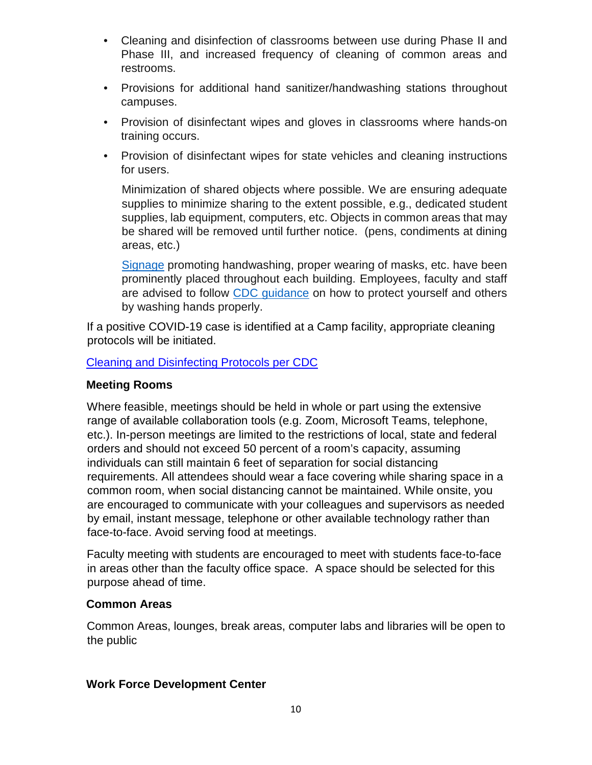- Cleaning and disinfection of classrooms between use during Phase II and Phase III, and increased frequency of cleaning of common areas and restrooms.
- Provisions for additional hand sanitizer/handwashing stations throughout campuses.
- Provision of disinfectant wipes and gloves in classrooms where hands-on training occurs.
- Provision of disinfectant wipes for state vehicles and cleaning instructions for users.

  Minimization of shared objects where possible. We are ensuring adequate supplies to minimize sharing to the extent possible, e.g., dedicated student supplies, lab equipment, computers, etc. Objects in common areas that may be shared will be removed until further notice. (pens, condiments at dining areas, etc.)

  Signage promoting handwashing, proper wearing of masks, etc. have been prominently placed throughout each building. Employees, faculty and staff are advised to follow CDC guidance on how to protect yourself and others by washing hands properly.

If a positive COVID-19 case is identified at a Camp facility, appropriate cleaning protocols will be initiated.

Cleaning and Disinfecting Protocols per CDC

**Meeting Rooms**

Where feasible, meetings should be held in whole or part using the extensive range of available collaboration tools (e.g. Zoom, Microsoft Teams, telephone, etc.). In-person meetings are limited to the restrictions of local, state and federal orders and should not exceed 50 percent of a room's capacity, assuming individuals can still maintain 6 feet of separation for social distancing requirements. All attendees should wear a face covering while sharing space in a common room, when social distancing cannot be maintained. While onsite, you are encouraged to communicate with your colleagues and supervisors as needed by email, instant message, telephone or other available technology rather than face-to-face. Avoid serving food at meetings.

Faculty meeting with students are encouraged to meet with students face-to-face in areas other than the faculty office space. A space should be selected for this purpose ahead of time.

**Common Areas**

Common Areas, lounges, break areas, computer labs and libraries will be open to the public

**Work Force Development Center**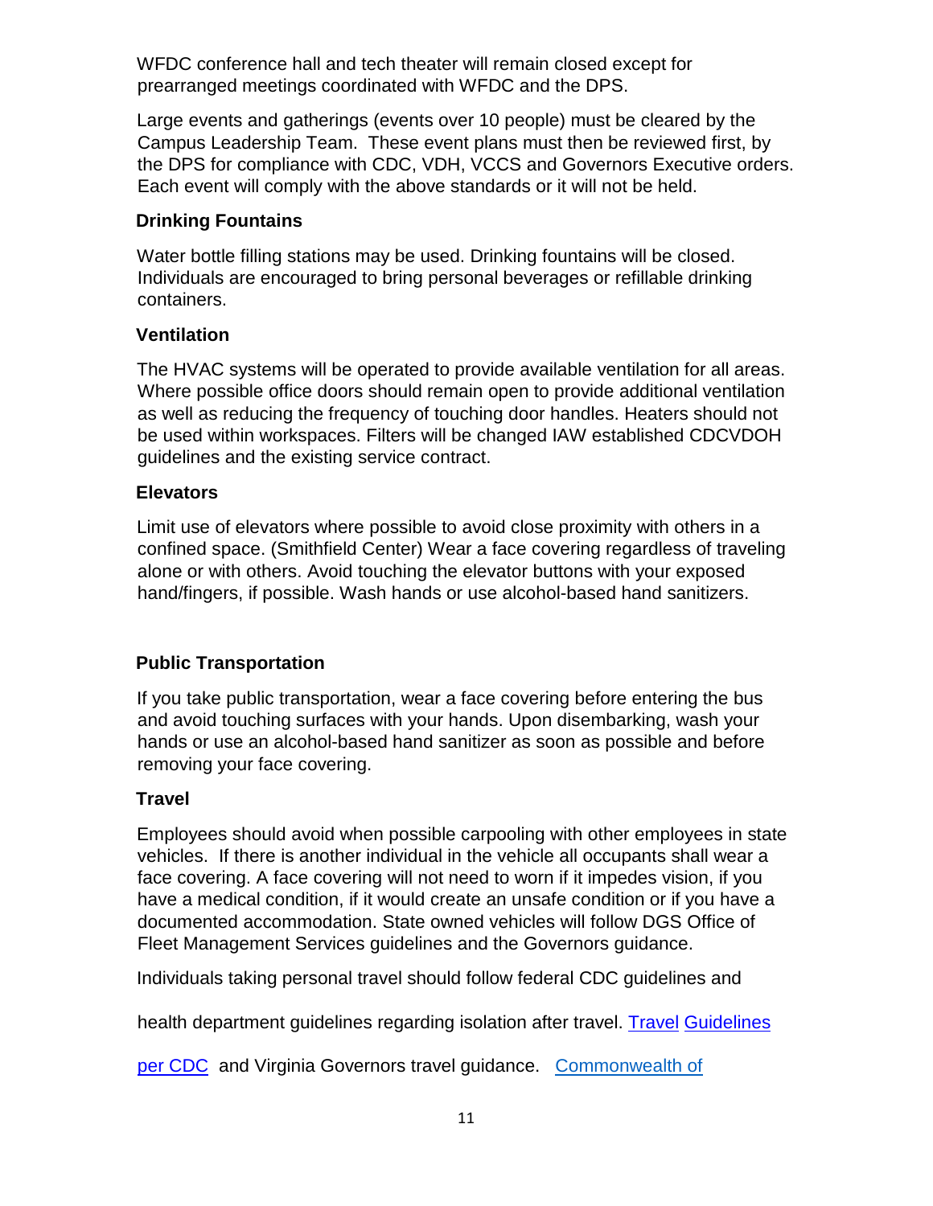WFDC conference hall and tech theater will remain closed except for prearranged meetings coordinated with WFDC and the DPS.

Large events and gatherings (events over 10 people) must be cleared by the Campus Leadership Team. These event plans must then be reviewed first, by the DPS for compliance with CDC, VDH, VCCS and Governors Executive orders. Each event will comply with the above standards or it will not be held.

### Drinking Fountains

Water bottle filling stations may be used. Drinking fountains will be closed. Individuals are encouraged to bring personal beverages or refillable drinking containers.

### Ventilation

The HVAC systems will be operated to provide available ventilation for all areas. Where possible office doors should remain open to provide additional ventilation as well as reducing the frequency of touching door handles. Heaters should not be used within workspaces. Filters will be changed IAW established CDCVDOH guidelines and the existing service contract.

### Elevators

Limit use of elevators where possible to avoid close proximity with others in a confined space. (Smithfield Center) Wear a face covering regardless of traveling alone or with others. Avoid touching the elevator buttons with your exposed hand/fingers, if possible. Wash hands or use alcohol-based hand sanitizers.

### Public Transportation

If you take public transportation, wear a face covering before entering the bus and avoid touching surfaces with your hands. Upon disembarking, wash your hands or use an alcohol-based hand sanitizer as soon as possible and before removing your face covering.

### Travel

Employees should avoid when possible carpooling with other employees in state vehicles. If there is another individual in the vehicle all occupants shall wear a face covering. A face covering will not need to worn if it impedes vision, if you have a medical condition, if it would create an unsafe condition or if you have a documented accommodation. State owned vehicles will follow DGS Office of Fleet Management Services guidelines and the Governors guidance.

Individuals taking personal travel should follow federal CDC guidelines and

health department guidelines regarding isolation after travel. [Travel Guidelines per CDC] and Virginia Governors travel guidance. [Commonwealth of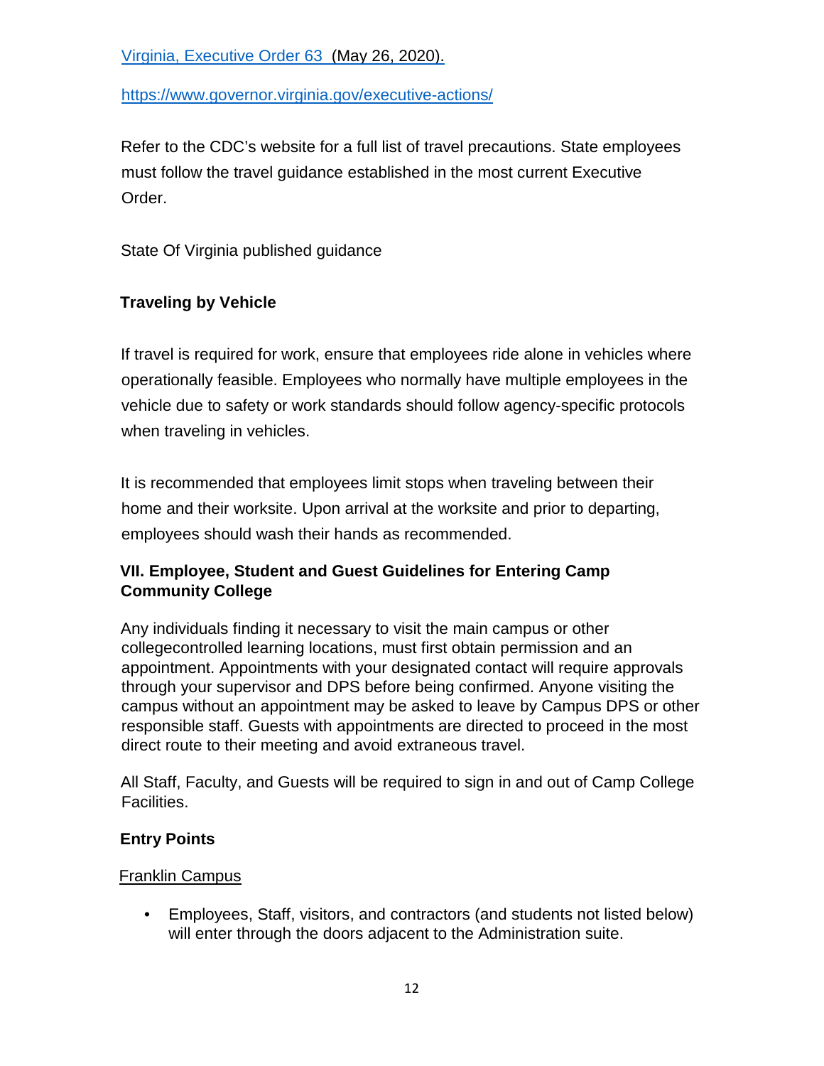[Virginia, Executive Order 63 (May 26, 2020).](https://www.governor.virginia.gov/executive-actions/)

https://www.governor.virginia.gov/executive-actions/

Refer to the CDC's website for a full list of travel precautions. State employees must follow the travel guidance established in the most current Executive Order.

State Of Virginia published guidance

### Traveling by Vehicle

If travel is required for work, ensure that employees ride alone in vehicles where operationally feasible. Employees who normally have multiple employees in the vehicle due to safety or work standards should follow agency-specific protocols when traveling in vehicles.

It is recommended that employees limit stops when traveling between their home and their worksite. Upon arrival at the worksite and prior to departing, employees should wash their hands as recommended.

## VII. Employee, Student and Guest Guidelines for Entering Camp Community College

Any individuals finding it necessary to visit the main campus or other collegecontrolled learning locations, must first obtain permission and an appointment. Appointments with your designated contact will require approvals through your supervisor and DPS before being confirmed. Anyone visiting the campus without an appointment may be asked to leave by Campus DPS or other responsible staff. Guests with appointments are directed to proceed in the most direct route to their meeting and avoid extraneous travel.

All Staff, Faculty, and Guests will be required to sign in and out of Camp College Facilities.

### Entry Points

Franklin Campus

- Employees, Staff, visitors, and contractors (and students not listed below) will enter through the doors adjacent to the Administration suite.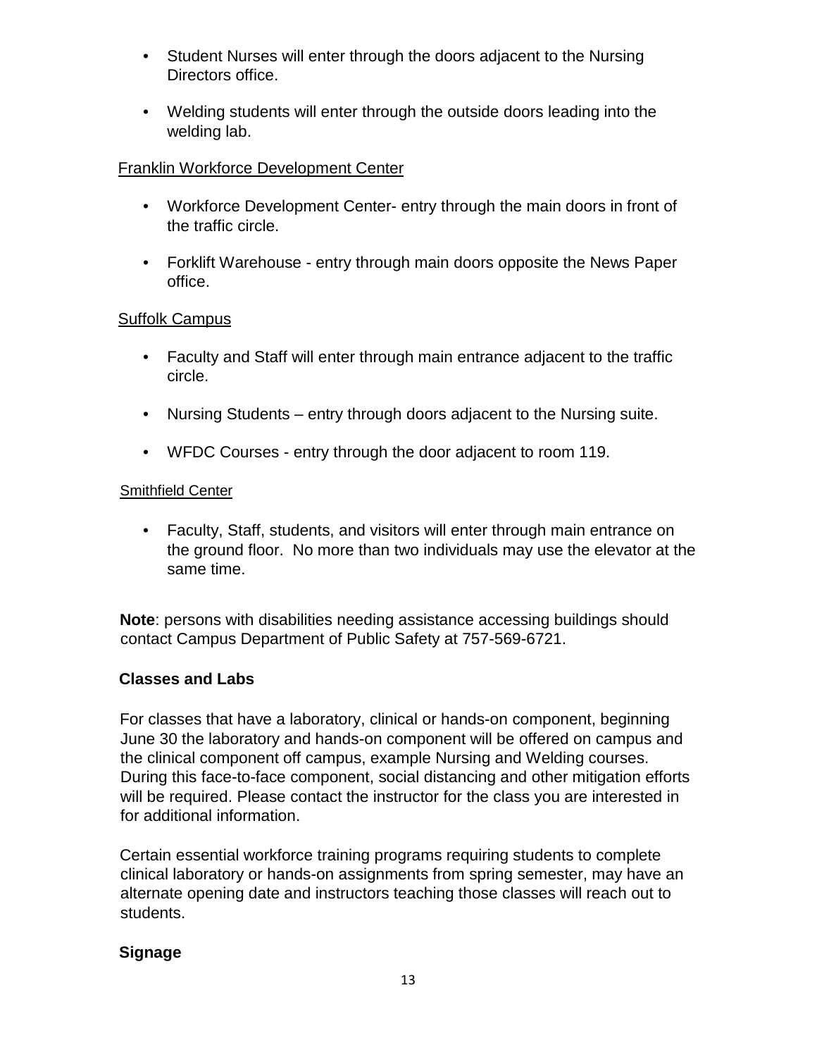- Student Nurses will enter through the doors adjacent to the Nursing Directors office.
- Welding students will enter through the outside doors leading into the welding lab.

Franklin Workforce Development Center

- Workforce Development Center- entry through the main doors in front of the traffic circle.
- Forklift Warehouse - entry through main doors opposite the News Paper office.

Suffolk Campus

- Faculty and Staff will enter through main entrance adjacent to the traffic circle.
- Nursing Students – entry through doors adjacent to the Nursing suite.
- WFDC Courses - entry through the door adjacent to room 119.

Smithfield Center

- Faculty, Staff, students, and visitors will enter through main entrance on the ground floor. No more than two individuals may use the elevator at the same time.

**Note**: persons with disabilities needing assistance accessing buildings should contact Campus Department of Public Safety at 757-569-6721.

### Classes and Labs

For classes that have a laboratory, clinical or hands-on component, beginning June 30 the laboratory and hands-on component will be offered on campus and the clinical component off campus, example Nursing and Welding courses. During this face-to-face component, social distancing and other mitigation efforts will be required. Please contact the instructor for the class you are interested in for additional information.

Certain essential workforce training programs requiring students to complete clinical laboratory or hands-on assignments from spring semester, may have an alternate opening date and instructors teaching those classes will reach out to students.

### Signage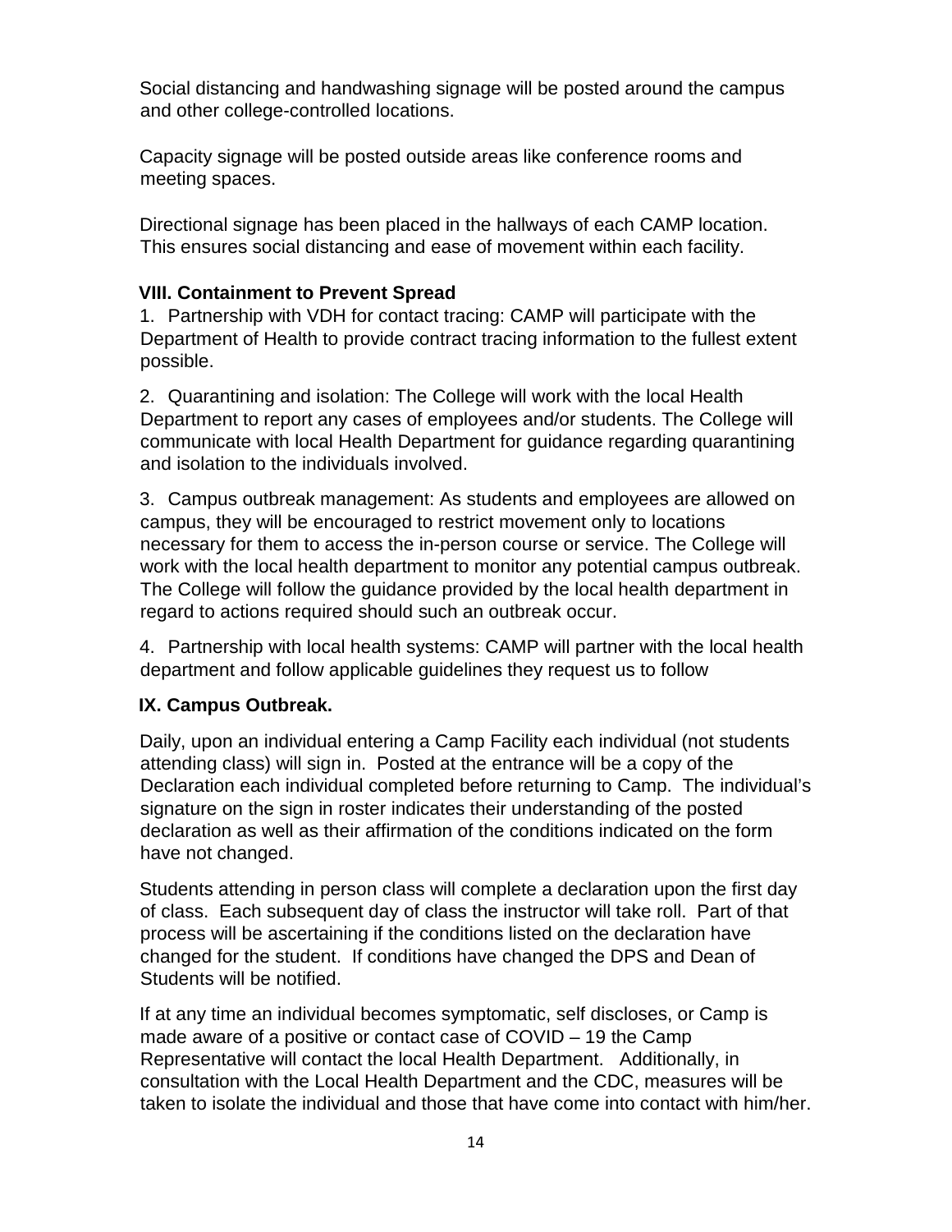Social distancing and handwashing signage will be posted around the campus and other college-controlled locations.

Capacity signage will be posted outside areas like conference rooms and meeting spaces.

Directional signage has been placed in the hallways of each CAMP location. This ensures social distancing and ease of movement within each facility.

### VIII. Containment to Prevent Spread

1. Partnership with VDH for contact tracing: CAMP will participate with the Department of Health to provide contract tracing information to the fullest extent possible.

2. Quarantining and isolation: The College will work with the local Health Department to report any cases of employees and/or students. The College will communicate with local Health Department for guidance regarding quarantining and isolation to the individuals involved.

3. Campus outbreak management: As students and employees are allowed on campus, they will be encouraged to restrict movement only to locations necessary for them to access the in-person course or service. The College will work with the local health department to monitor any potential campus outbreak. The College will follow the guidance provided by the local health department in regard to actions required should such an outbreak occur.

4. Partnership with local health systems: CAMP will partner with the local health department and follow applicable guidelines they request us to follow

### IX. Campus Outbreak.

Daily, upon an individual entering a Camp Facility each individual (not students attending class) will sign in. Posted at the entrance will be a copy of the Declaration each individual completed before returning to Camp. The individual's signature on the sign in roster indicates their understanding of the posted declaration as well as their affirmation of the conditions indicated on the form have not changed.

Students attending in person class will complete a declaration upon the first day of class. Each subsequent day of class the instructor will take roll. Part of that process will be ascertaining if the conditions listed on the declaration have changed for the student. If conditions have changed the DPS and Dean of Students will be notified.

If at any time an individual becomes symptomatic, self discloses, or Camp is made aware of a positive or contact case of COVID – 19 the Camp Representative will contact the local Health Department. Additionally, in consultation with the Local Health Department and the CDC, measures will be taken to isolate the individual and those that have come into contact with him/her.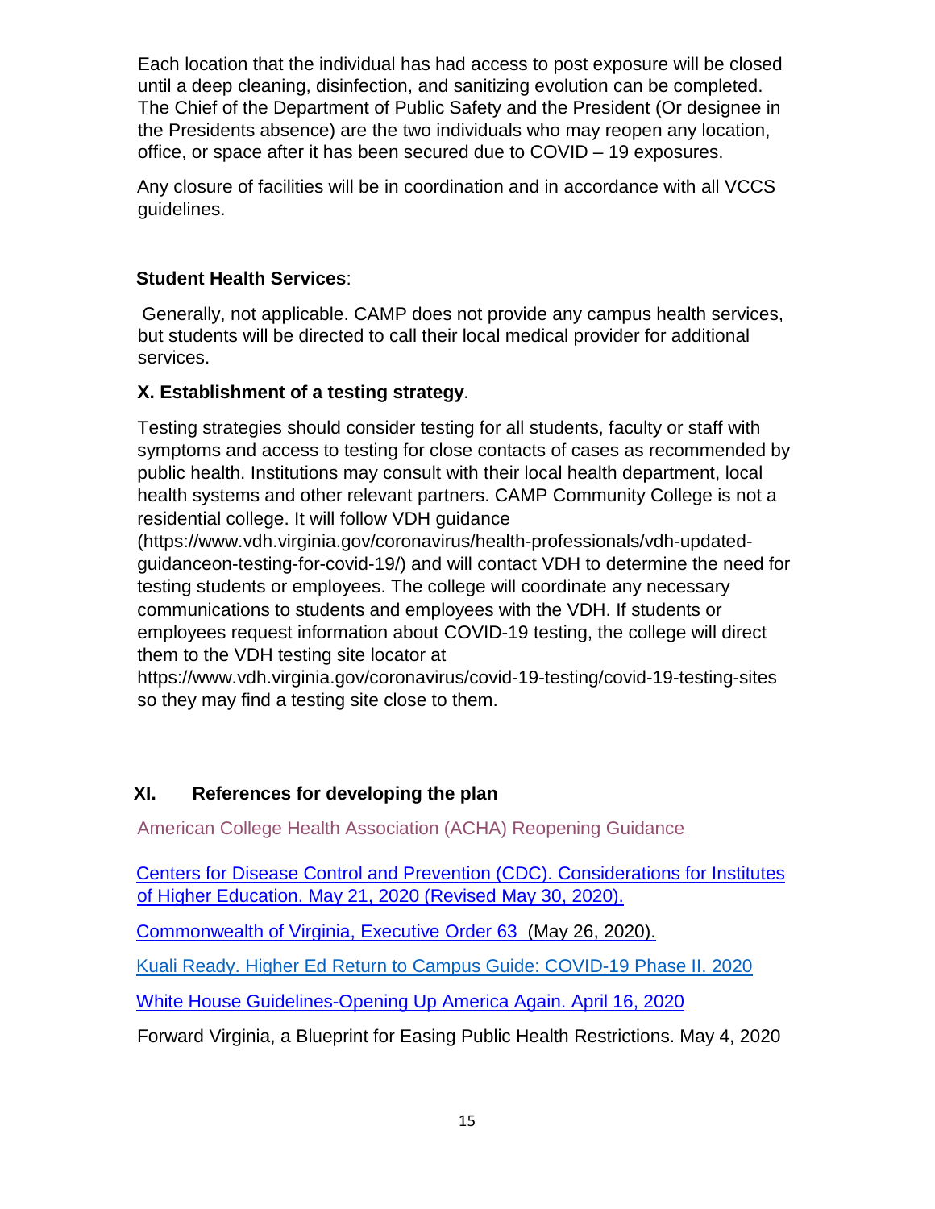Each location that the individual has had access to post exposure will be closed until a deep cleaning, disinfection, and sanitizing evolution can be completed. The Chief of the Department of Public Safety and the President (Or designee in the Presidents absence) are the two individuals who may reopen any location, office, or space after it has been secured due to COVID – 19 exposures.

Any closure of facilities will be in coordination and in accordance with all VCCS guidelines.

**Student Health Services**:

Generally, not applicable. CAMP does not provide any campus health services, but students will be directed to call their local medical provider for additional services.

**X. Establishment of a testing strategy**.

Testing strategies should consider testing for all students, faculty or staff with symptoms and access to testing for close contacts of cases as recommended by public health. Institutions may consult with their local health department, local health systems and other relevant partners. CAMP Community College is not a residential college. It will follow VDH guidance (https://www.vdh.virginia.gov/coronavirus/health-professionals/vdh-updated-guidanceon-testing-for-covid-19/) and will contact VDH to determine the need for testing students or employees. The college will coordinate any necessary communications to students and employees with the VDH. If students or employees request information about COVID-19 testing, the college will direct them to the VDH testing site locator at https://www.vdh.virginia.gov/coronavirus/covid-19-testing/covid-19-testing-sites so they may find a testing site close to them.

## XI. References for developing the plan

American College Health Association (ACHA) Reopening Guidance

Centers for Disease Control and Prevention (CDC). Considerations for Institutes of Higher Education. May 21, 2020 (Revised May 30, 2020).

Commonwealth of Virginia, Executive Order 63 (May 26, 2020).

Kuali Ready. Higher Ed Return to Campus Guide: COVID-19 Phase II. 2020

White House Guidelines-Opening Up America Again. April 16, 2020

Forward Virginia, a Blueprint for Easing Public Health Restrictions. May 4, 2020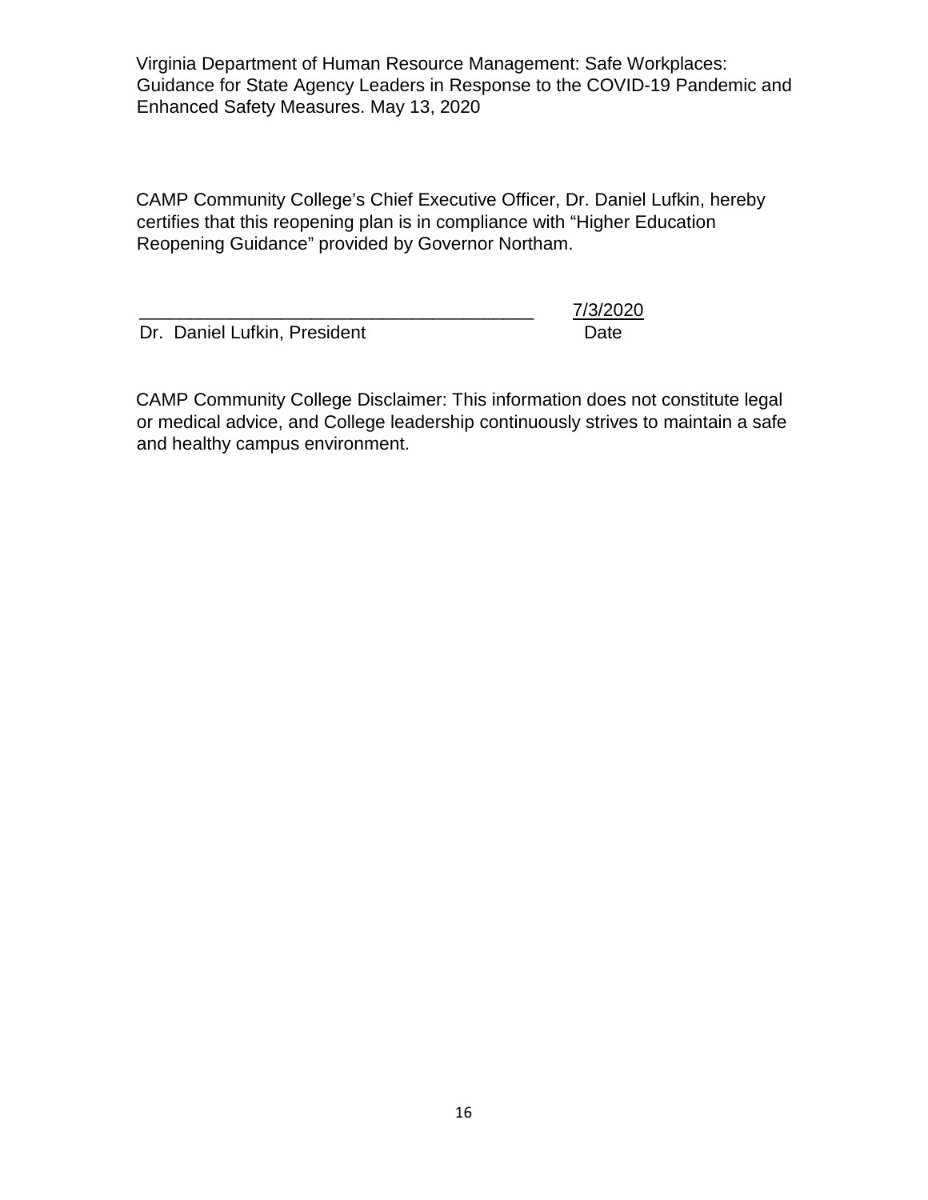Virginia Department of Human Resource Management: Safe Workplaces: Guidance for State Agency Leaders in Response to the COVID-19 Pandemic and Enhanced Safety Measures. May 13, 2020

CAMP Community College's Chief Executive Officer, Dr. Daniel Lufkin, hereby certifies that this reopening plan is in compliance with "Higher Education Reopening Guidance" provided by Governor Northam.

________________________________________ 7/3/2020

Dr. Daniel Lufkin, President Date

CAMP Community College Disclaimer: This information does not constitute legal or medical advice, and College leadership continuously strives to maintain a safe and healthy campus environment.